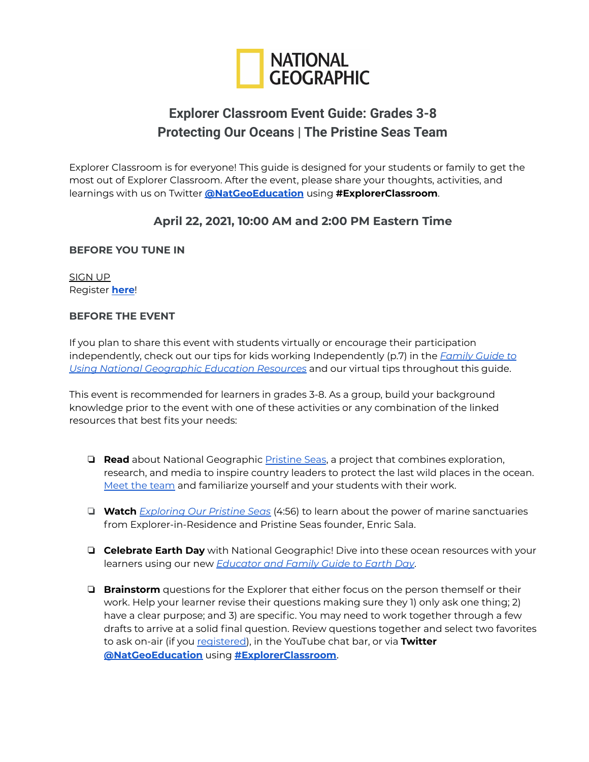NATIONAL GEOGRAPHIC

# Explorer Classroom Event Guide: Grades 3-8
# Protecting Our Oceans | The Pristine Seas Team

Explorer Classroom is for everyone! This guide is designed for your students or family to get the most out of Explorer Classroom. After the event, please share your thoughts, activities, and learnings with us on Twitter **@NatGeoEducation** using **#ExplorerClassroom**.

## April 22, 2021, 10:00 AM and 2:00 PM Eastern Time

### BEFORE YOU TUNE IN

SIGN UP
Register **here**!

### BEFORE THE EVENT

If you plan to share this event with students virtually or encourage their participation independently, check out our tips for kids working Independently (p.7) in the *Family Guide to Using National Geographic Education Resources* and our virtual tips throughout this guide.

This event is recommended for learners in grades 3-8. As a group, build your background knowledge prior to the event with one of these activities or any combination of the linked resources that best fits your needs:

- ❏ **Read** about National Geographic Pristine Seas, a project that combines exploration, research, and media to inspire country leaders to protect the last wild places in the ocean. Meet the team and familiarize yourself and your students with their work.

- ❏ **Watch** *Exploring Our Pristine Seas* (4:56) to learn about the power of marine sanctuaries from Explorer-in-Residence and Pristine Seas founder, Enric Sala.

- ❏ **Celebrate Earth Day** with National Geographic! Dive into these ocean resources with your learners using our new *Educator and Family Guide to Earth Day*.

- ❏ **Brainstorm** questions for the Explorer that either focus on the person themself or their work. Help your learner revise their questions making sure they 1) only ask one thing; 2) have a clear purpose; and 3) are specific. You may need to work together through a few drafts to arrive at a solid final question. Review questions together and select two favorites to ask on-air (if you registered), in the YouTube chat bar, or via **Twitter @NatGeoEducation** using **#ExplorerClassroom**.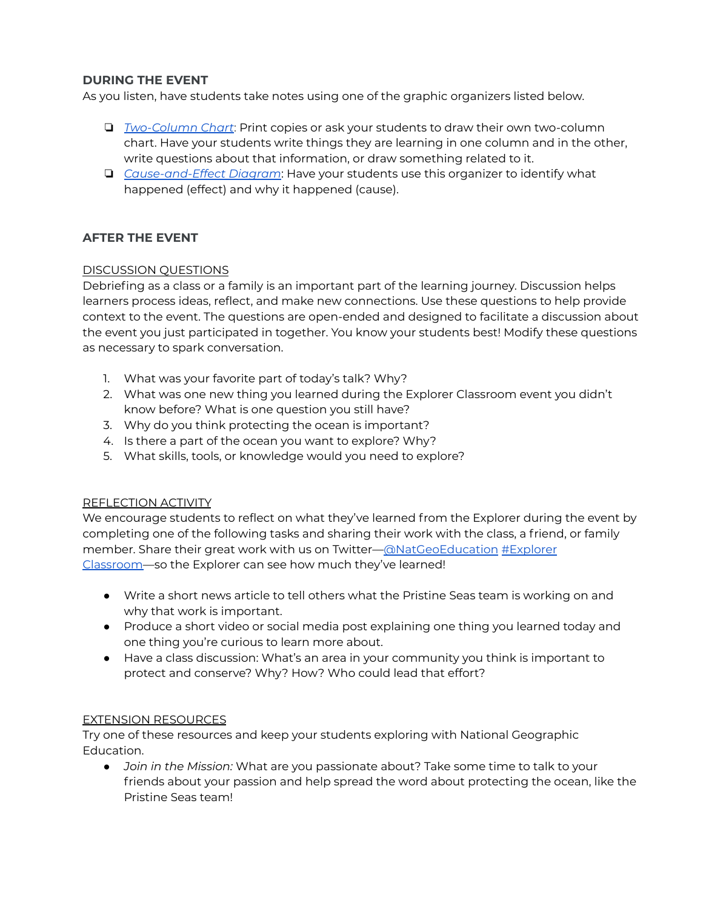### DURING THE EVENT

As you listen, have students take notes using one of the graphic organizers listed below.

- *Two-Column Chart*: Print copies or ask your students to draw their own two-column chart. Have your students write things they are learning in one column and in the other, write questions about that information, or draw something related to it.
- *Cause-and-Effect Diagram*: Have your students use this organizer to identify what happened (effect) and why it happened (cause).

### AFTER THE EVENT

DISCUSSION QUESTIONS

Debriefing as a class or a family is an important part of the learning journey. Discussion helps learners process ideas, reflect, and make new connections. Use these questions to help provide context to the event. The questions are open-ended and designed to facilitate a discussion about the event you just participated in together. You know your students best! Modify these questions as necessary to spark conversation.

1. What was your favorite part of today's talk? Why?
2. What was one new thing you learned during the Explorer Classroom event you didn't know before? What is one question you still have?
3. Why do you think protecting the ocean is important?
4. Is there a part of the ocean you want to explore? Why?
5. What skills, tools, or knowledge would you need to explore?

REFLECTION ACTIVITY

We encourage students to reflect on what they've learned from the Explorer during the event by completing one of the following tasks and sharing their work with the class, a friend, or family member. Share their great work with us on Twitter—@NatGeoEducation #Explorer Classroom—so the Explorer can see how much they've learned!

- Write a short news article to tell others what the Pristine Seas team is working on and why that work is important.
- Produce a short video or social media post explaining one thing you learned today and one thing you're curious to learn more about.
- Have a class discussion: What's an area in your community you think is important to protect and conserve? Why? How? Who could lead that effort?

EXTENSION RESOURCES

Try one of these resources and keep your students exploring with National Geographic Education.

- *Join in the Mission:* What are you passionate about? Take some time to talk to your friends about your passion and help spread the word about protecting the ocean, like the Pristine Seas team!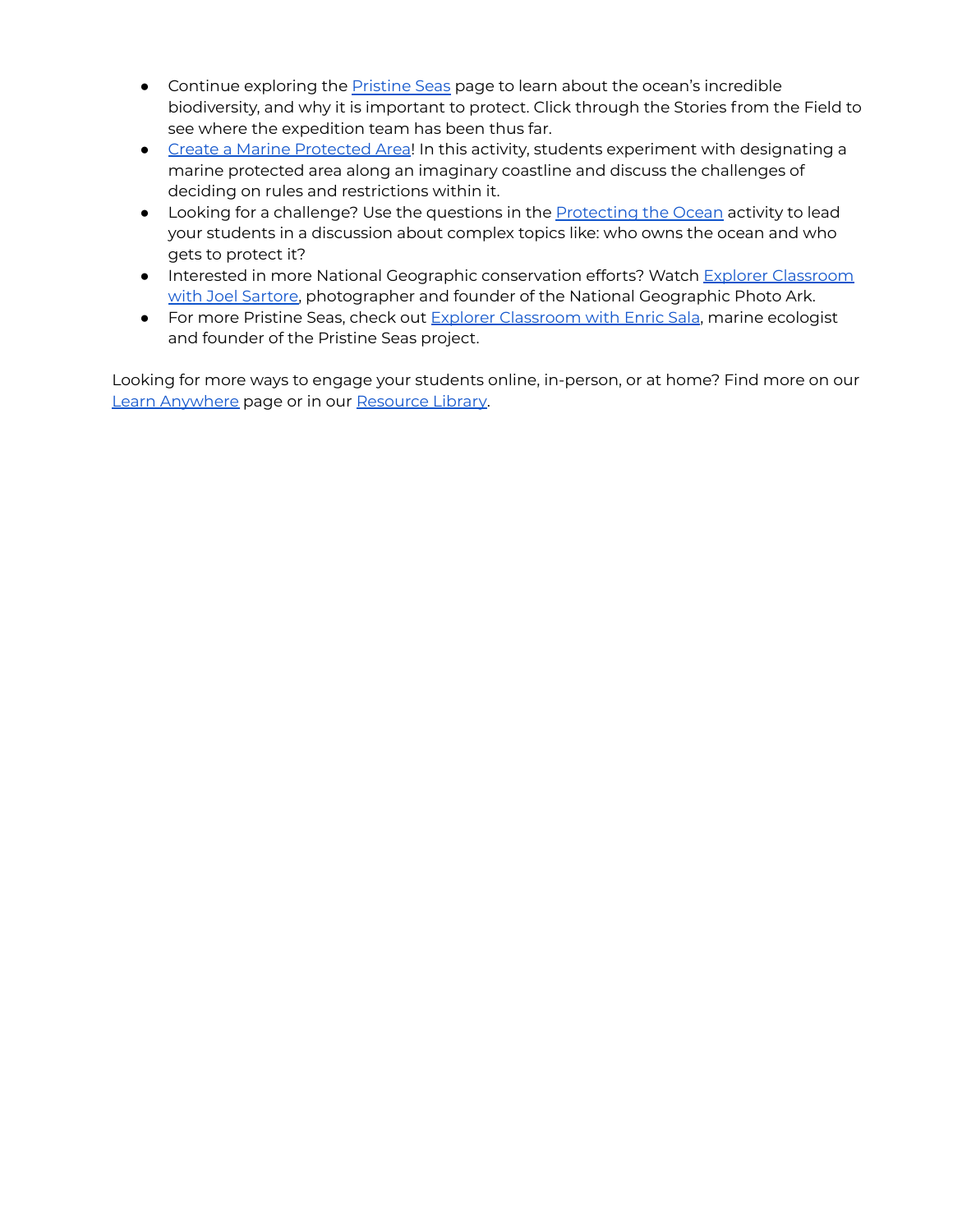- Continue exploring the Pristine Seas page to learn about the ocean's incredible biodiversity, and why it is important to protect. Click through the Stories from the Field to see where the expedition team has been thus far.
- Create a Marine Protected Area! In this activity, students experiment with designating a marine protected area along an imaginary coastline and discuss the challenges of deciding on rules and restrictions within it.
- Looking for a challenge? Use the questions in the Protecting the Ocean activity to lead your students in a discussion about complex topics like: who owns the ocean and who gets to protect it?
- Interested in more National Geographic conservation efforts? Watch Explorer Classroom with Joel Sartore, photographer and founder of the National Geographic Photo Ark.
- For more Pristine Seas, check out Explorer Classroom with Enric Sala, marine ecologist and founder of the Pristine Seas project.

Looking for more ways to engage your students online, in-person, or at home? Find more on our Learn Anywhere page or in our Resource Library.